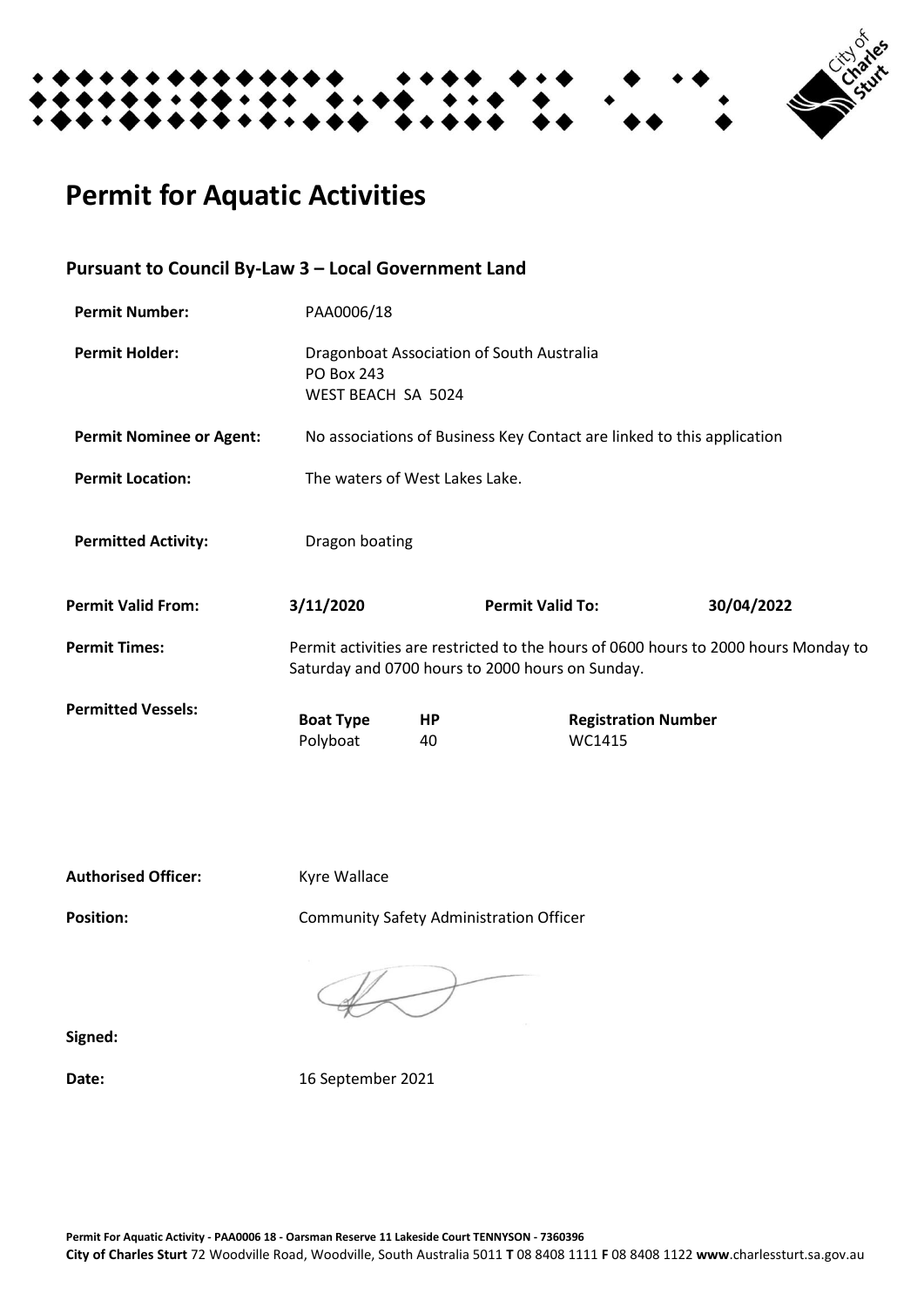# Permit for Aquatic Activities

## Pursuant to Council By-Law 3 – Local Government Land

**Permit Number:** PAA0006/18

**Permit Holder:** Dragonboat Association of South Australia
PO Box 243
WEST BEACH SA 5024

**Permit Nominee or Agent:** No associations of Business Key Contact are linked to this application

**Permit Location:** The waters of West Lakes Lake.

**Permitted Activity:** Dragon boating

**Permit Valid From:** **3/11/2020** **Permit Valid To:** **30/04/2022**

**Permit Times:** Permit activities are restricted to the hours of 0600 hours to 2000 hours Monday to Saturday and 0700 hours to 2000 hours on Sunday.

**Permitted Vessels:**

| Boat Type | HP | Registration Number |
|---|---|---|
| Polyboat | 40 | WC1415 |

**Authorised Officer:** Kyre Wallace

**Position:** Community Safety Administration Officer

**Signed:**

**Date:** 16 September 2021

**Permit For Aquatic Activity - PAA0006 18 - Oarsman Reserve 11 Lakeside Court TENNYSON - 7360396**
**City of Charles Sturt** 72 Woodville Road, Woodville, South Australia 5011 **T** 08 8408 1111 **F** 08 8408 1122 **www**.charlessturt.sa.gov.au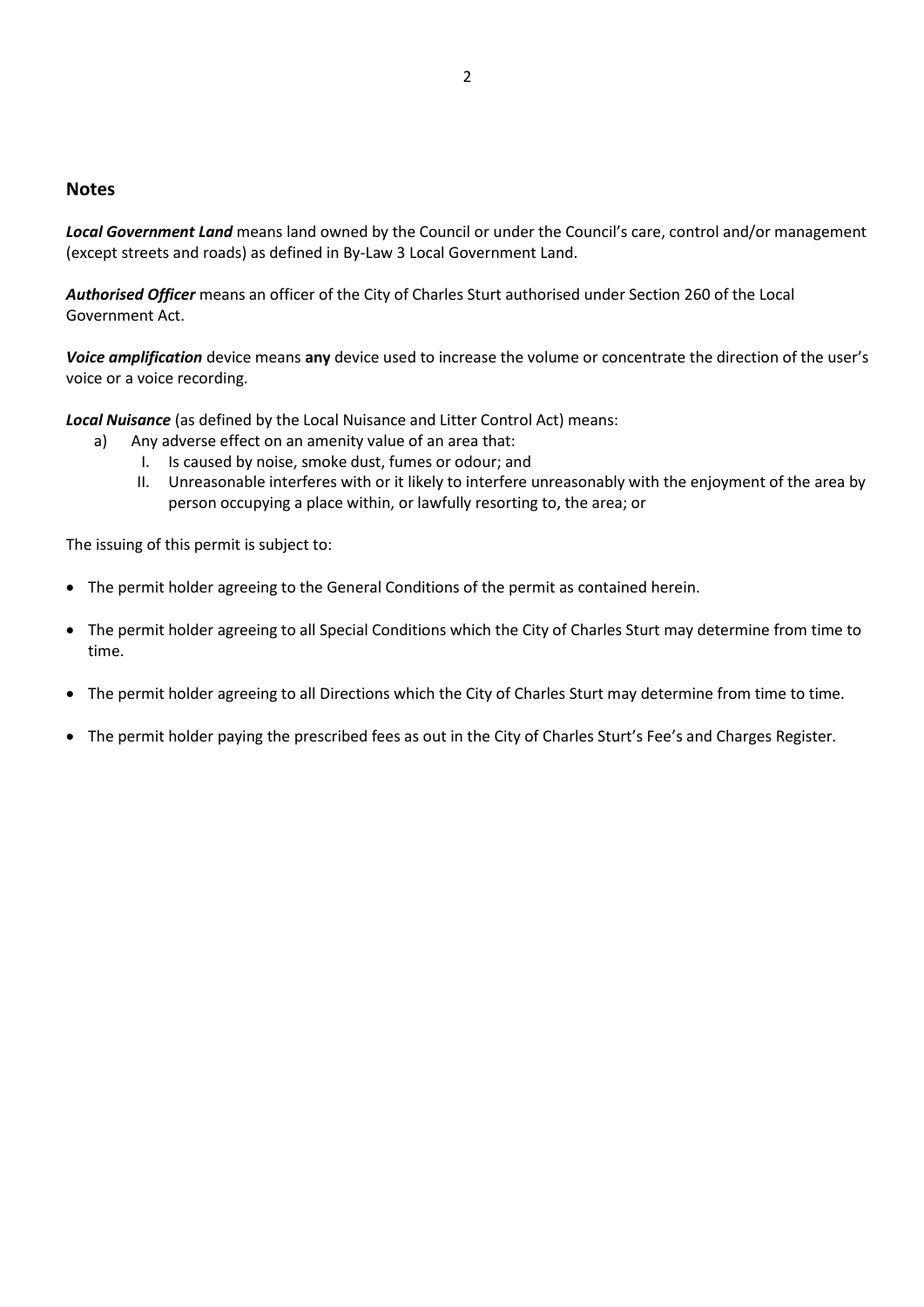## Notes

***Local Government Land*** means land owned by the Council or under the Council's care, control and/or management (except streets and roads) as defined in By-Law 3 Local Government Land.

***Authorised Officer*** means an officer of the City of Charles Sturt authorised under Section 260 of the Local Government Act.

***Voice amplification*** device means **any** device used to increase the volume or concentrate the direction of the user's voice or a voice recording.

***Local Nuisance*** (as defined by the Local Nuisance and Litter Control Act) means:

a) Any adverse effect on an amenity value of an area that:
   I. Is caused by noise, smoke dust, fumes or odour; and
   II. Unreasonable interferes with or it likely to interfere unreasonably with the enjoyment of the area by person occupying a place within, or lawfully resorting to, the area; or

The issuing of this permit is subject to:

- The permit holder agreeing to the General Conditions of the permit as contained herein.
- The permit holder agreeing to all Special Conditions which the City of Charles Sturt may determine from time to time.
- The permit holder agreeing to all Directions which the City of Charles Sturt may determine from time to time.
- The permit holder paying the prescribed fees as out in the City of Charles Sturt's Fee's and Charges Register.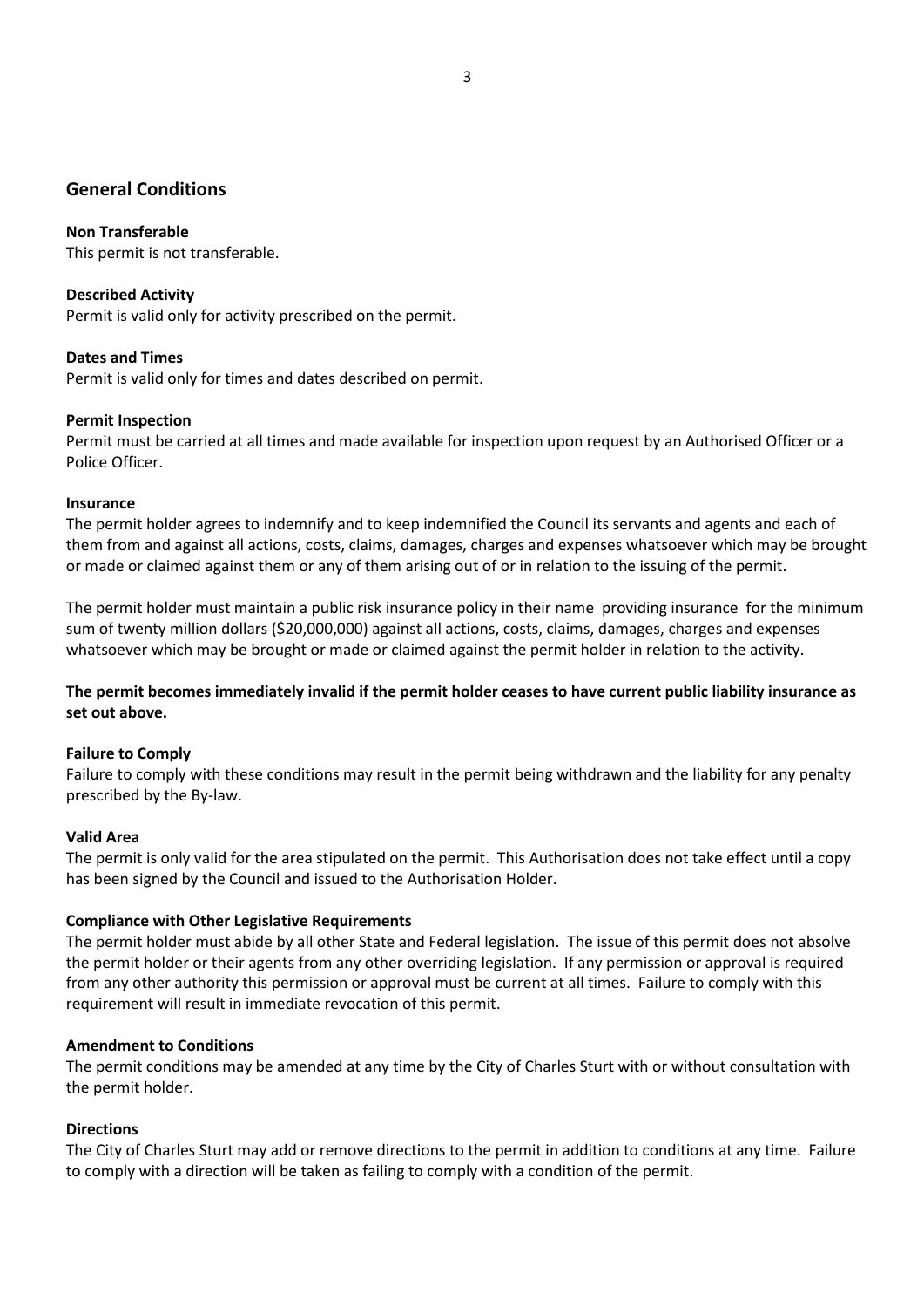## General Conditions

**Non Transferable**
This permit is not transferable.

**Described Activity**
Permit is valid only for activity prescribed on the permit.

**Dates and Times**
Permit is valid only for times and dates described on permit.

**Permit Inspection**
Permit must be carried at all times and made available for inspection upon request by an Authorised Officer or a Police Officer.

**Insurance**
The permit holder agrees to indemnify and to keep indemnified the Council its servants and agents and each of them from and against all actions, costs, claims, damages, charges and expenses whatsoever which may be brought or made or claimed against them or any of them arising out of or in relation to the issuing of the permit.

The permit holder must maintain a public risk insurance policy in their name providing insurance for the minimum sum of twenty million dollars ($20,000,000) against all actions, costs, claims, damages, charges and expenses whatsoever which may be brought or made or claimed against the permit holder in relation to the activity.

**The permit becomes immediately invalid if the permit holder ceases to have current public liability insurance as set out above.**

**Failure to Comply**
Failure to comply with these conditions may result in the permit being withdrawn and the liability for any penalty prescribed by the By-law.

**Valid Area**
The permit is only valid for the area stipulated on the permit. This Authorisation does not take effect until a copy has been signed by the Council and issued to the Authorisation Holder.

**Compliance with Other Legislative Requirements**
The permit holder must abide by all other State and Federal legislation. The issue of this permit does not absolve the permit holder or their agents from any other overriding legislation. If any permission or approval is required from any other authority this permission or approval must be current at all times. Failure to comply with this requirement will result in immediate revocation of this permit.

**Amendment to Conditions**
The permit conditions may be amended at any time by the City of Charles Sturt with or without consultation with the permit holder.

**Directions**
The City of Charles Sturt may add or remove directions to the permit in addition to conditions at any time. Failure to comply with a direction will be taken as failing to comply with a condition of the permit.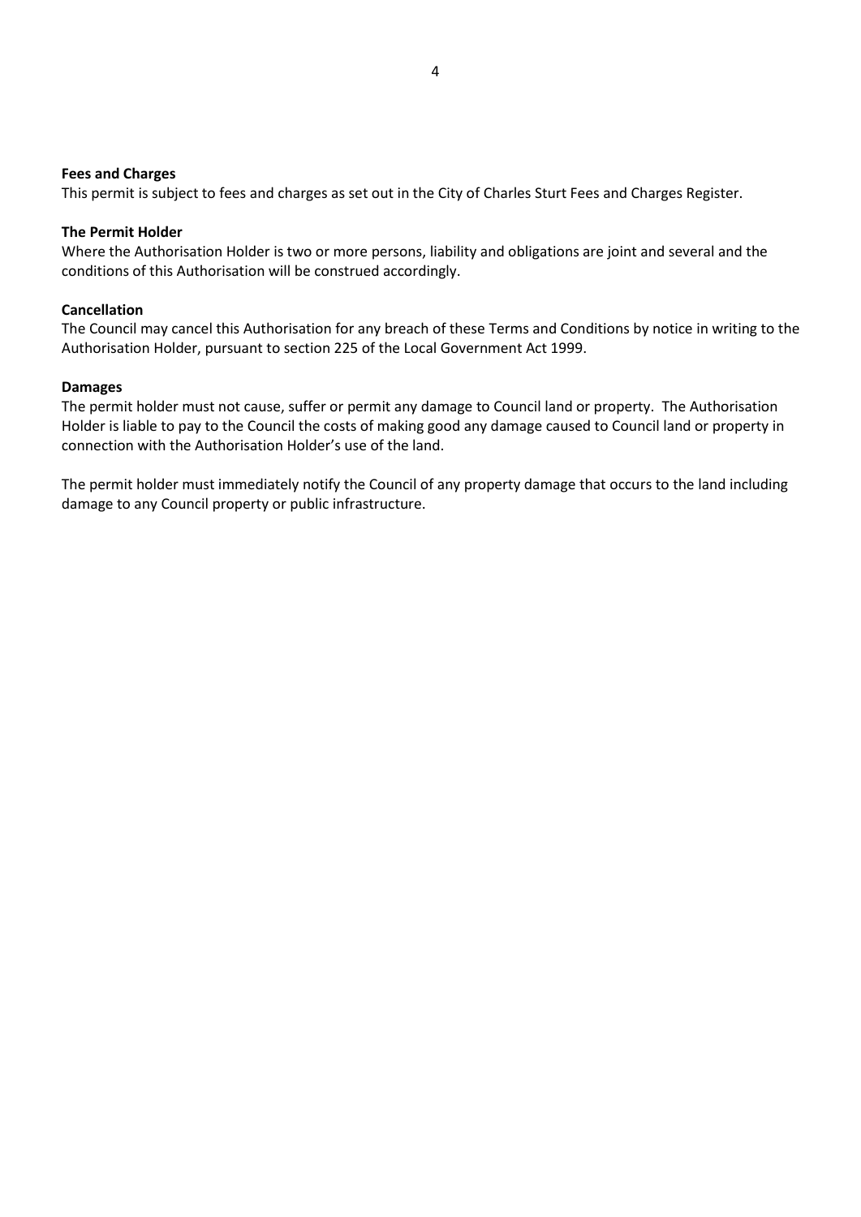**Fees and Charges**

This permit is subject to fees and charges as set out in the City of Charles Sturt Fees and Charges Register.

**The Permit Holder**

Where the Authorisation Holder is two or more persons, liability and obligations are joint and several and the conditions of this Authorisation will be construed accordingly.

**Cancellation**

The Council may cancel this Authorisation for any breach of these Terms and Conditions by notice in writing to the Authorisation Holder, pursuant to section 225 of the Local Government Act 1999.

**Damages**

The permit holder must not cause, suffer or permit any damage to Council land or property. The Authorisation Holder is liable to pay to the Council the costs of making good any damage caused to Council land or property in connection with the Authorisation Holder's use of the land.

The permit holder must immediately notify the Council of any property damage that occurs to the land including damage to any Council property or public infrastructure.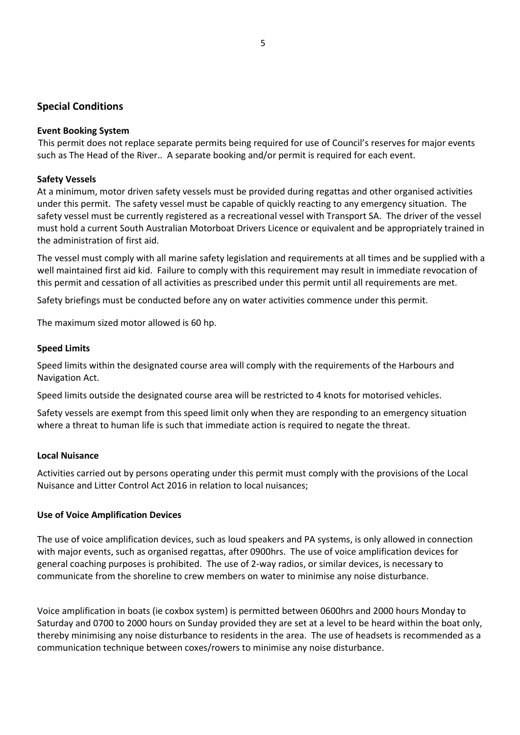## Special Conditions

**Event Booking System**

This permit does not replace separate permits being required for use of Council's reserves for major events such as The Head of the River.. A separate booking and/or permit is required for each event.

**Safety Vessels**

At a minimum, motor driven safety vessels must be provided during regattas and other organised activities under this permit. The safety vessel must be capable of quickly reacting to any emergency situation. The safety vessel must be currently registered as a recreational vessel with Transport SA. The driver of the vessel must hold a current South Australian Motorboat Drivers Licence or equivalent and be appropriately trained in the administration of first aid.

The vessel must comply with all marine safety legislation and requirements at all times and be supplied with a well maintained first aid kid. Failure to comply with this requirement may result in immediate revocation of this permit and cessation of all activities as prescribed under this permit until all requirements are met.

Safety briefings must be conducted before any on water activities commence under this permit.

The maximum sized motor allowed is 60 hp.

**Speed Limits**

Speed limits within the designated course area will comply with the requirements of the Harbours and Navigation Act.

Speed limits outside the designated course area will be restricted to 4 knots for motorised vehicles.

Safety vessels are exempt from this speed limit only when they are responding to an emergency situation where a threat to human life is such that immediate action is required to negate the threat.

**Local Nuisance**

Activities carried out by persons operating under this permit must comply with the provisions of the Local Nuisance and Litter Control Act 2016 in relation to local nuisances;

**Use of Voice Amplification Devices**

The use of voice amplification devices, such as loud speakers and PA systems, is only allowed in connection with major events, such as organised regattas, after 0900hrs. The use of voice amplification devices for general coaching purposes is prohibited. The use of 2-way radios, or similar devices, is necessary to communicate from the shoreline to crew members on water to minimise any noise disturbance.

Voice amplification in boats (ie coxbox system) is permitted between 0600hrs and 2000 hours Monday to Saturday and 0700 to 2000 hours on Sunday provided they are set at a level to be heard within the boat only, thereby minimising any noise disturbance to residents in the area. The use of headsets is recommended as a communication technique between coxes/rowers to minimise any noise disturbance.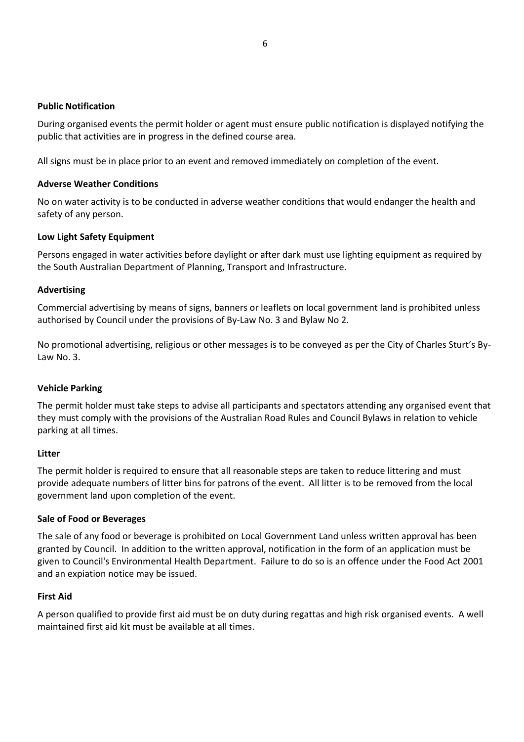### Public Notification

During organised events the permit holder or agent must ensure public notification is displayed notifying the public that activities are in progress in the defined course area.

All signs must be in place prior to an event and removed immediately on completion of the event.

### Adverse Weather Conditions

No on water activity is to be conducted in adverse weather conditions that would endanger the health and safety of any person.

### Low Light Safety Equipment

Persons engaged in water activities before daylight or after dark must use lighting equipment as required by the South Australian Department of Planning, Transport and Infrastructure.

### Advertising

Commercial advertising by means of signs, banners or leaflets on local government land is prohibited unless authorised by Council under the provisions of By-Law No. 3 and Bylaw No 2.

No promotional advertising, religious or other messages is to be conveyed as per the City of Charles Sturt's By-Law No. 3.

### Vehicle Parking

The permit holder must take steps to advise all participants and spectators attending any organised event that they must comply with the provisions of the Australian Road Rules and Council Bylaws in relation to vehicle parking at all times.

### Litter

The permit holder is required to ensure that all reasonable steps are taken to reduce littering and must provide adequate numbers of litter bins for patrons of the event. All litter is to be removed from the local government land upon completion of the event.

### Sale of Food or Beverages

The sale of any food or beverage is prohibited on Local Government Land unless written approval has been granted by Council. In addition to the written approval, notification in the form of an application must be given to Council's Environmental Health Department. Failure to do so is an offence under the Food Act 2001 and an expiation notice may be issued.

### First Aid

A person qualified to provide first aid must be on duty during regattas and high risk organised events. A well maintained first aid kit must be available at all times.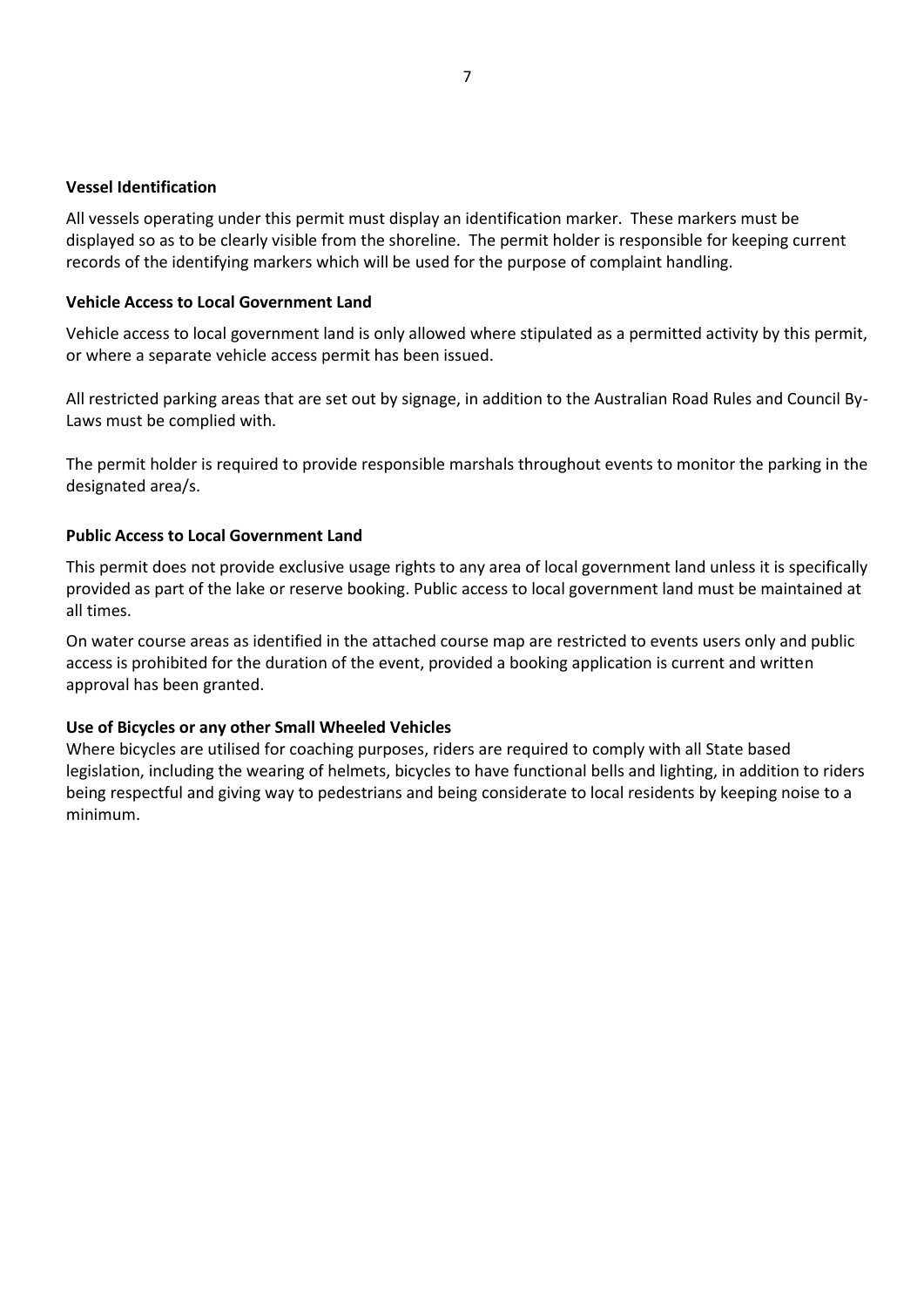**Vessel Identification**

All vessels operating under this permit must display an identification marker. These markers must be displayed so as to be clearly visible from the shoreline. The permit holder is responsible for keeping current records of the identifying markers which will be used for the purpose of complaint handling.

**Vehicle Access to Local Government Land**

Vehicle access to local government land is only allowed where stipulated as a permitted activity by this permit, or where a separate vehicle access permit has been issued.

All restricted parking areas that are set out by signage, in addition to the Australian Road Rules and Council By-Laws must be complied with.

The permit holder is required to provide responsible marshals throughout events to monitor the parking in the designated area/s.

**Public Access to Local Government Land**

This permit does not provide exclusive usage rights to any area of local government land unless it is specifically provided as part of the lake or reserve booking. Public access to local government land must be maintained at all times.

On water course areas as identified in the attached course map are restricted to events users only and public access is prohibited for the duration of the event, provided a booking application is current and written approval has been granted.

**Use of Bicycles or any other Small Wheeled Vehicles**

Where bicycles are utilised for coaching purposes, riders are required to comply with all State based legislation, including the wearing of helmets, bicycles to have functional bells and lighting, in addition to riders being respectful and giving way to pedestrians and being considerate to local residents by keeping noise to a minimum.